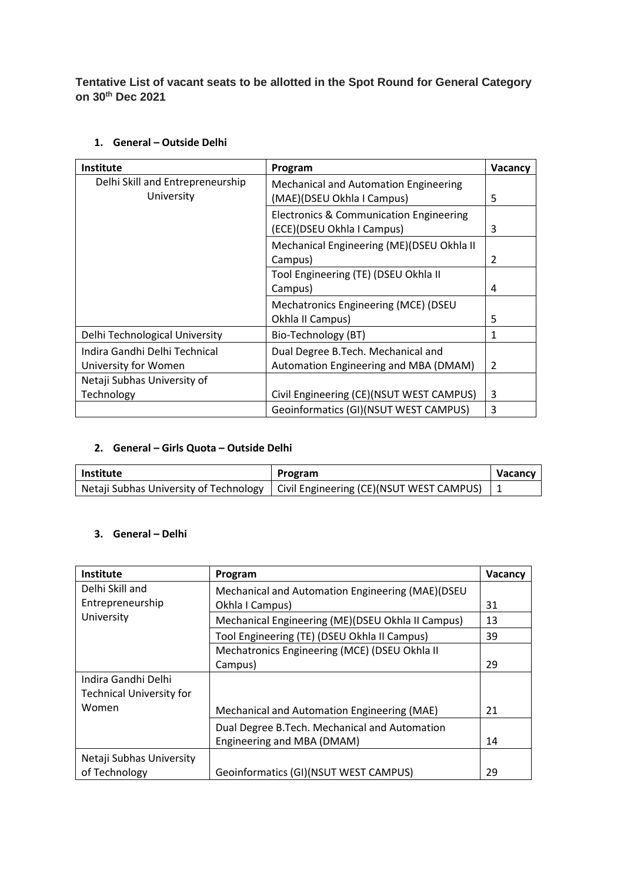**Tentative List of vacant seats to be allotted in the Spot Round for General Category on 30th Dec 2021**

1. **General – Outside Delhi**

| Institute | Program | Vacancy |
|---|---|---|
| Delhi Skill and Entrepreneurship University | Mechanical and Automation Engineering (MAE)(DSEU Okhla I Campus) | 5 |
| | Electronics & Communication Engineering (ECE)(DSEU Okhla I Campus) | 3 |
| | Mechanical Engineering (ME)(DSEU Okhla II Campus) | 2 |
| | Tool Engineering (TE) (DSEU Okhla II Campus) | 4 |
| | Mechatronics Engineering (MCE) (DSEU Okhla II Campus) | 5 |
| Delhi Technological University | Bio-Technology (BT) | 1 |
| Indira Gandhi Delhi Technical University for Women | Dual Degree B.Tech. Mechanical and Automation Engineering and MBA (DMAM) | 2 |
| Netaji Subhas University of Technology | Civil Engineering (CE)(NSUT WEST CAMPUS) | 3 |
| | Geoinformatics (GI)(NSUT WEST CAMPUS) | 3 |

2. **General – Girls Quota – Outside Delhi**

| Institute | Program | Vacancy |
|---|---|---|
| Netaji Subhas University of Technology | Civil Engineering (CE)(NSUT WEST CAMPUS) | 1 |

3. **General – Delhi**

| Institute | Program | Vacancy |
|---|---|---|
| Delhi Skill and Entrepreneurship University | Mechanical and Automation Engineering (MAE)(DSEU Okhla I Campus) | 31 |
| | Mechanical Engineering (ME)(DSEU Okhla II Campus) | 13 |
| | Tool Engineering (TE) (DSEU Okhla II Campus) | 39 |
| | Mechatronics Engineering (MCE) (DSEU Okhla II Campus) | 29 |
| Indira Gandhi Delhi Technical University for Women | Mechanical and Automation Engineering (MAE) | 21 |
| | Dual Degree B.Tech. Mechanical and Automation Engineering and MBA (DMAM) | 14 |
| Netaji Subhas University of Technology | Geoinformatics (GI)(NSUT WEST CAMPUS) | 29 |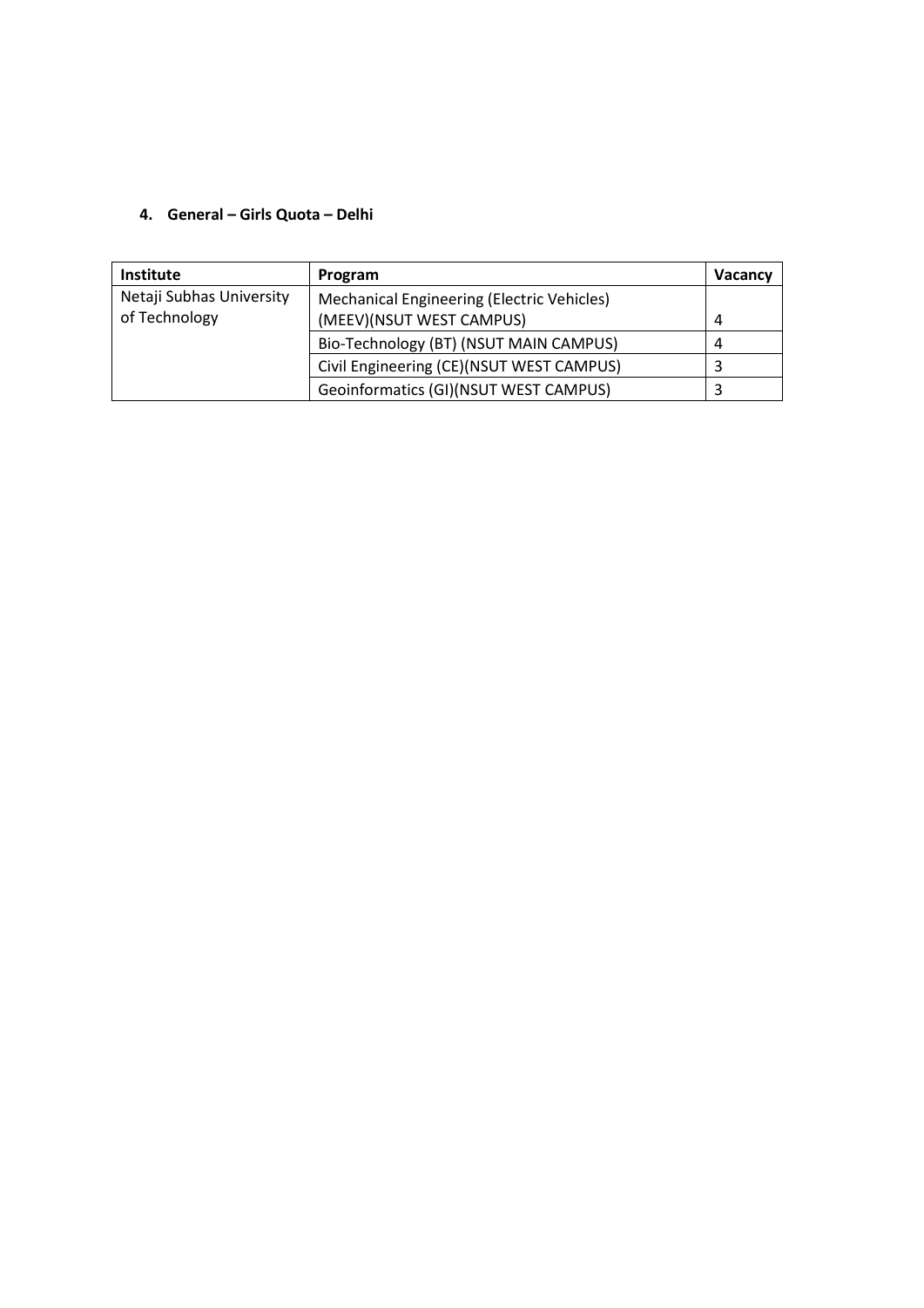4. **General – Girls Quota – Delhi**

| Institute | Program | Vacancy |
|---|---|---|
| Netaji Subhas University of Technology | Mechanical Engineering (Electric Vehicles) (MEEV)(NSUT WEST CAMPUS) | 4 |
| | Bio-Technology (BT) (NSUT MAIN CAMPUS) | 4 |
| | Civil Engineering (CE)(NSUT WEST CAMPUS) | 3 |
| | Geoinformatics (GI)(NSUT WEST CAMPUS) | 3 |